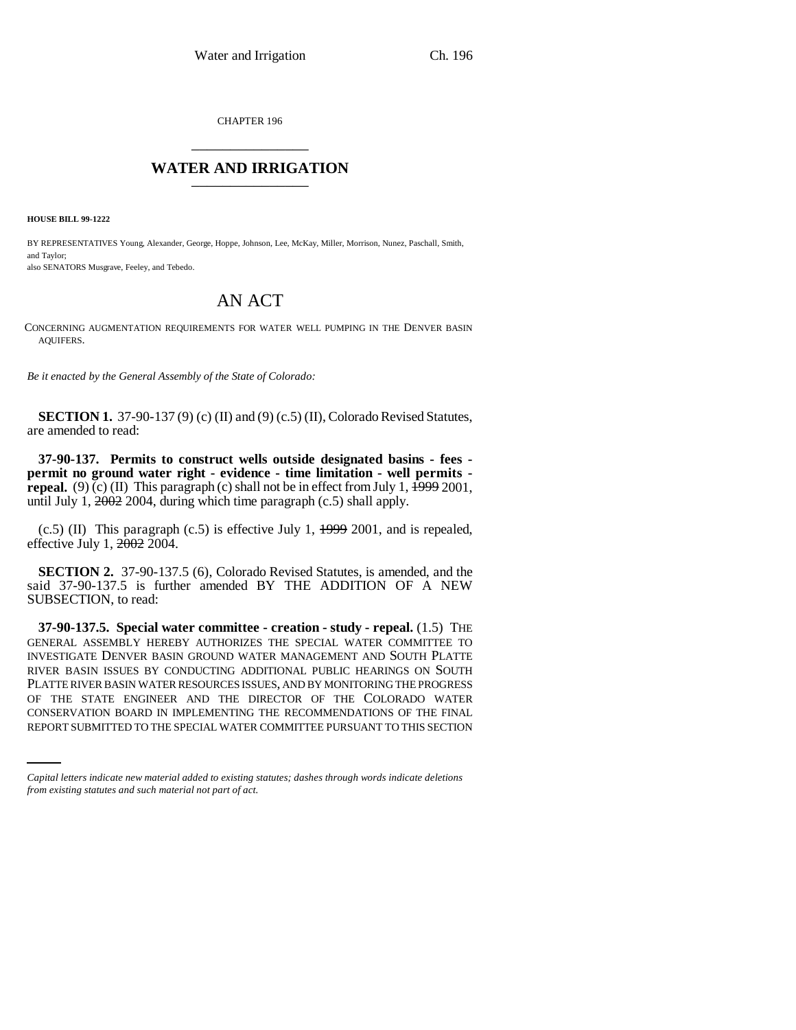CHAPTER 196

## WATER AND IRRIGATION

**HOUSE BILL 99-1222**

BY REPRESENTATIVES Young, Alexander, George, Hoppe, Johnson, Lee, McKay, Miller, Morrison, Nunez, Paschall, Smith, and Taylor;
also SENATORS Musgrave, Feeley, and Tebedo.

# AN ACT

CONCERNING AUGMENTATION REQUIREMENTS FOR WATER WELL PUMPING IN THE DENVER BASIN AQUIFERS.

*Be it enacted by the General Assembly of the State of Colorado:*

**SECTION 1.** 37-90-137 (9) (c) (II) and (9) (c.5) (II), Colorado Revised Statutes, are amended to read:

**37-90-137. Permits to construct wells outside designated basins - fees - permit no ground water right - evidence - time limitation - well permits - repeal.** (9) (c) (II) This paragraph (c) shall not be in effect from July 1, ~~1999~~ 2001, until July 1, ~~2002~~ 2004, during which time paragraph (c.5) shall apply.

(c.5) (II) This paragraph (c.5) is effective July 1, ~~1999~~ 2001, and is repealed, effective July 1, ~~2002~~ 2004.

**SECTION 2.** 37-90-137.5 (6), Colorado Revised Statutes, is amended, and the said 37-90-137.5 is further amended BY THE ADDITION OF A NEW SUBSECTION, to read:

**37-90-137.5. Special water committee - creation - study - repeal.** (1.5) THE GENERAL ASSEMBLY HEREBY AUTHORIZES THE SPECIAL WATER COMMITTEE TO INVESTIGATE DENVER BASIN GROUND WATER MANAGEMENT AND SOUTH PLATTE RIVER BASIN ISSUES BY CONDUCTING ADDITIONAL PUBLIC HEARINGS ON SOUTH PLATTE RIVER BASIN WATER RESOURCES ISSUES, AND BY MONITORING THE PROGRESS OF THE STATE ENGINEER AND THE DIRECTOR OF THE COLORADO WATER CONSERVATION BOARD IN IMPLEMENTING THE RECOMMENDATIONS OF THE FINAL REPORT SUBMITTED TO THE SPECIAL WATER COMMITTEE PURSUANT TO THIS SECTION

*Capital letters indicate new material added to existing statutes; dashes through words indicate deletions from existing statutes and such material not part of act.*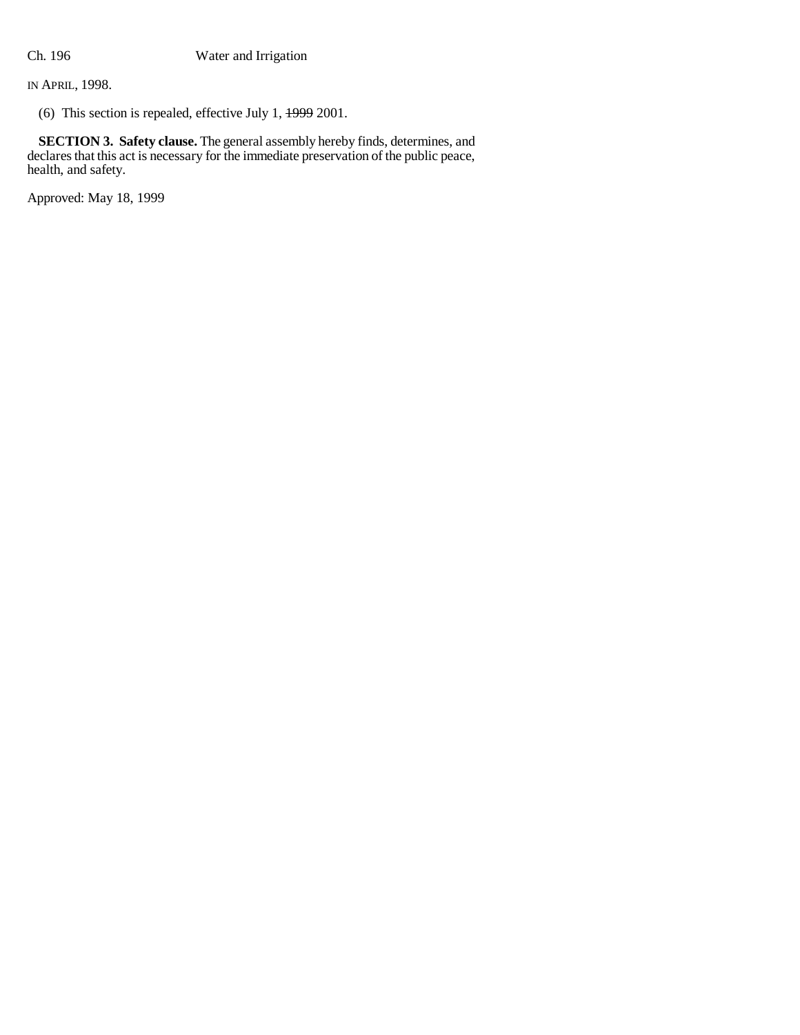IN APRIL, 1998.

(6) This section is repealed, effective July 1, ~~1999~~ 2001.

**SECTION 3. Safety clause.** The general assembly hereby finds, determines, and declares that this act is necessary for the immediate preservation of the public peace, health, and safety.

Approved: May 18, 1999